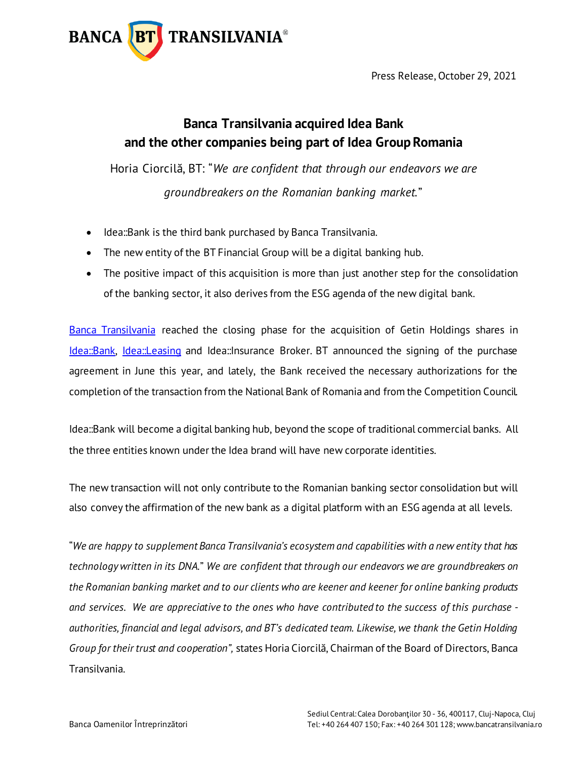Press Release, October 29, 2021

# Banca Transilvania acquired Idea Bank and the other companies being part of Idea Group Romania

Horia Ciorcilă, BT: "*We are confident that through our endeavors we are groundbreakers on the Romanian banking market.*"

- Idea::Bank is the third bank purchased by Banca Transilvania.
- The new entity of the BT Financial Group will be a digital banking hub.
- The positive impact of this acquisition is more than just another step for the consolidation of the banking sector, it also derives from the ESG agenda of the new digital bank.

Banca Transilvania reached the closing phase for the acquisition of Getin Holdings shares in Idea::Bank, Idea::Leasing and Idea::Insurance Broker. BT announced the signing of the purchase agreement in June this year, and lately, the Bank received the necessary authorizations for the completion of the transaction from the National Bank of Romania and from the Competition Council.

Idea::Bank will become a digital banking hub, beyond the scope of traditional commercial banks. All the three entities known under the Idea brand will have new corporate identities.

The new transaction will not only contribute to the Romanian banking sector consolidation but will also convey the affirmation of the new bank as a digital platform with an ESG agenda at all levels.

"*We are happy to supplement Banca Transilvania's ecosystem and capabilities with a new entity that has technology written in its DNA.*" *We are confident that through our endeavors we are groundbreakers on the Romanian banking market and to our clients who are keener and keener for online banking products and services. We are appreciative to the ones who have contributed to the success of this purchase - authorities, financial and legal advisors, and BT's dedicated team. Likewise, we thank the Getin Holding Group for their trust and cooperation",* states Horia Ciorcilă, Chairman of the Board of Directors, Banca Transilvania.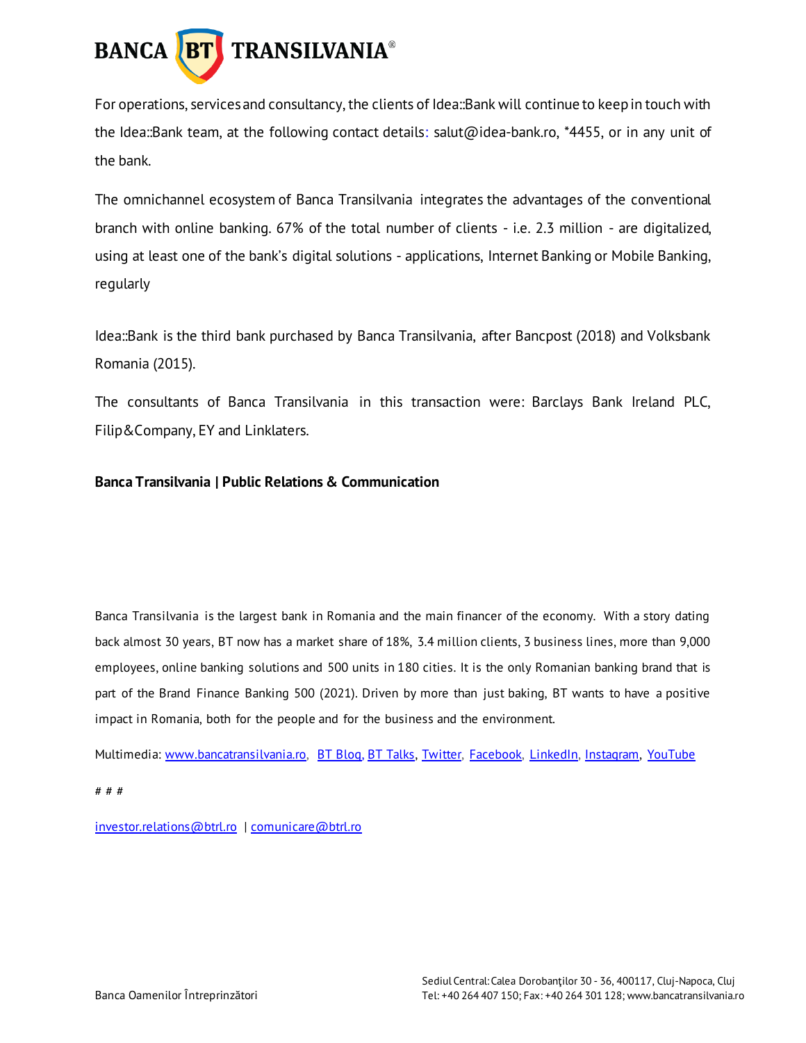For operations, services and consultancy, the clients of Idea::Bank will continue to keep in touch with the Idea::Bank team, at the following contact details: salut@idea-bank.ro, *4455, or in any unit of the bank.

The omnichannel ecosystem of Banca Transilvania integrates the advantages of the conventional branch with online banking. 67% of the total number of clients - i.e. 2.3 million - are digitalized, using at least one of the bank's digital solutions - applications, Internet Banking or Mobile Banking, regularly

Idea::Bank is the third bank purchased by Banca Transilvania, after Bancpost (2018) and Volksbank Romania (2015).

The consultants of Banca Transilvania in this transaction were: Barclays Bank Ireland PLC, Filip&Company, EY and Linklaters.

**Banca Transilvania | Public Relations & Communication**

Banca Transilvania is the largest bank in Romania and the main financer of the economy. With a story dating back almost 30 years, BT now has a market share of 18%, 3.4 million clients, 3 business lines, more than 9,000 employees, online banking solutions and 500 units in 180 cities. It is the only Romanian banking brand that is part of the Brand Finance Banking 500 (2021). Driven by more than just baking, BT wants to have a positive impact in Romania, both for the people and for the business and the environment.

Multimedia: www.bancatransilvania.ro, BT Blog, BT Talks, Twitter, Facebook, LinkedIn, Instagram, YouTube

# # #

investor.relations@btrl.ro | comunicare@btrl.ro